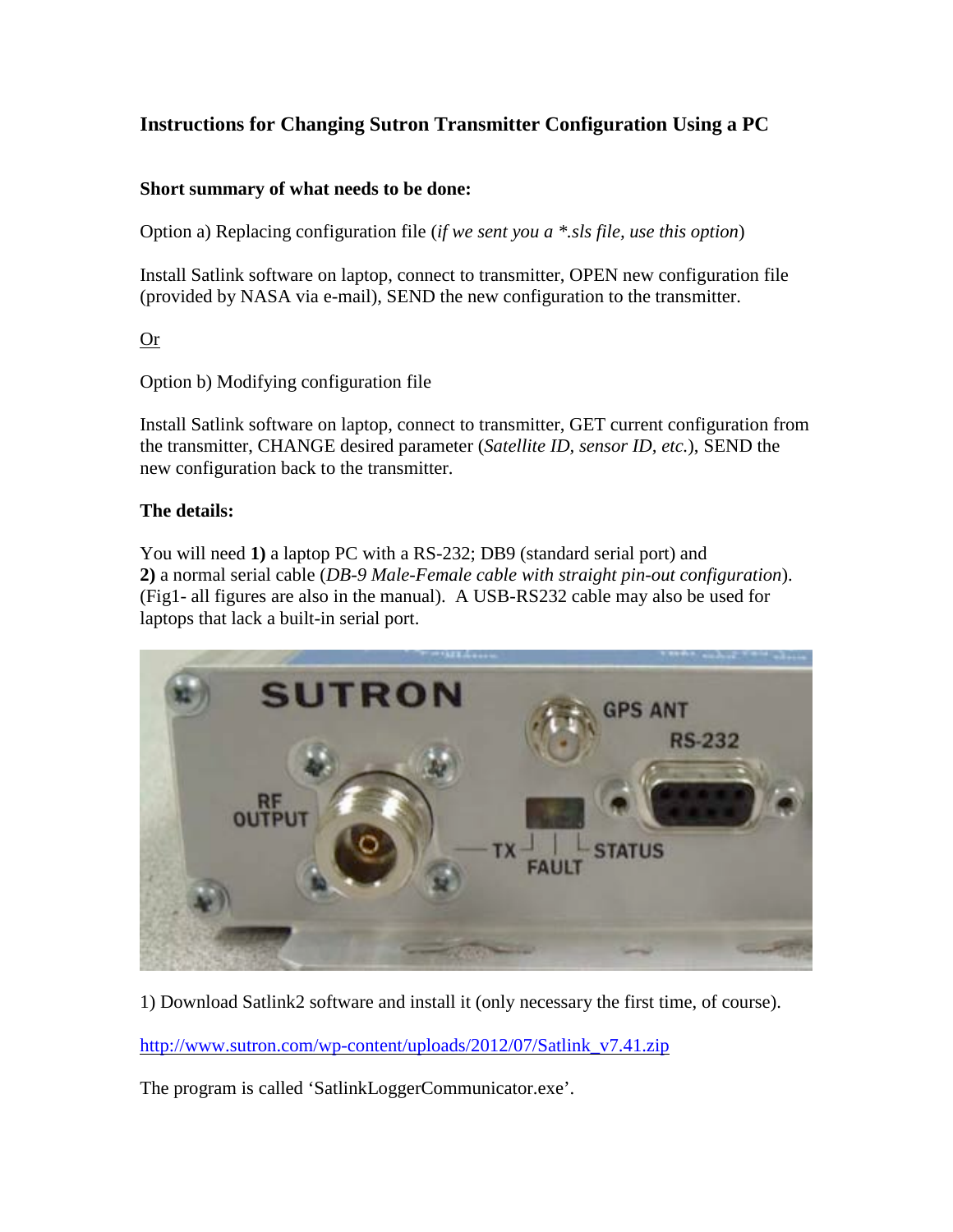## Instructions for Changing Sutron Transmitter Configuration Using a PC

**Short summary of what needs to be done:**

Option a) Replacing configuration file (*if we sent you a *.sls file, use this option*)

Install Satlink software on laptop, connect to transmitter, OPEN new configuration file (provided by NASA via e-mail), SEND the new configuration to the transmitter.

Or

Option b) Modifying configuration file

Install Satlink software on laptop, connect to transmitter, GET current configuration from the transmitter, CHANGE desired parameter (*Satellite ID, sensor ID, etc.*), SEND the new configuration back to the transmitter.

**The details:**

You will need **1)** a laptop PC with a RS-232; DB9 (standard serial port) and **2)** a normal serial cable (*DB-9 Male-Female cable with straight pin-out configuration*). (Fig1- all figures are also in the manual). A USB-RS232 cable may also be used for laptops that lack a built-in serial port.

1) Download Satlink2 software and install it (only necessary the first time, of course).

http://www.sutron.com/wp-content/uploads/2012/07/Satlink_v7.41.zip

The program is called 'SatlinkLoggerCommunicator.exe'.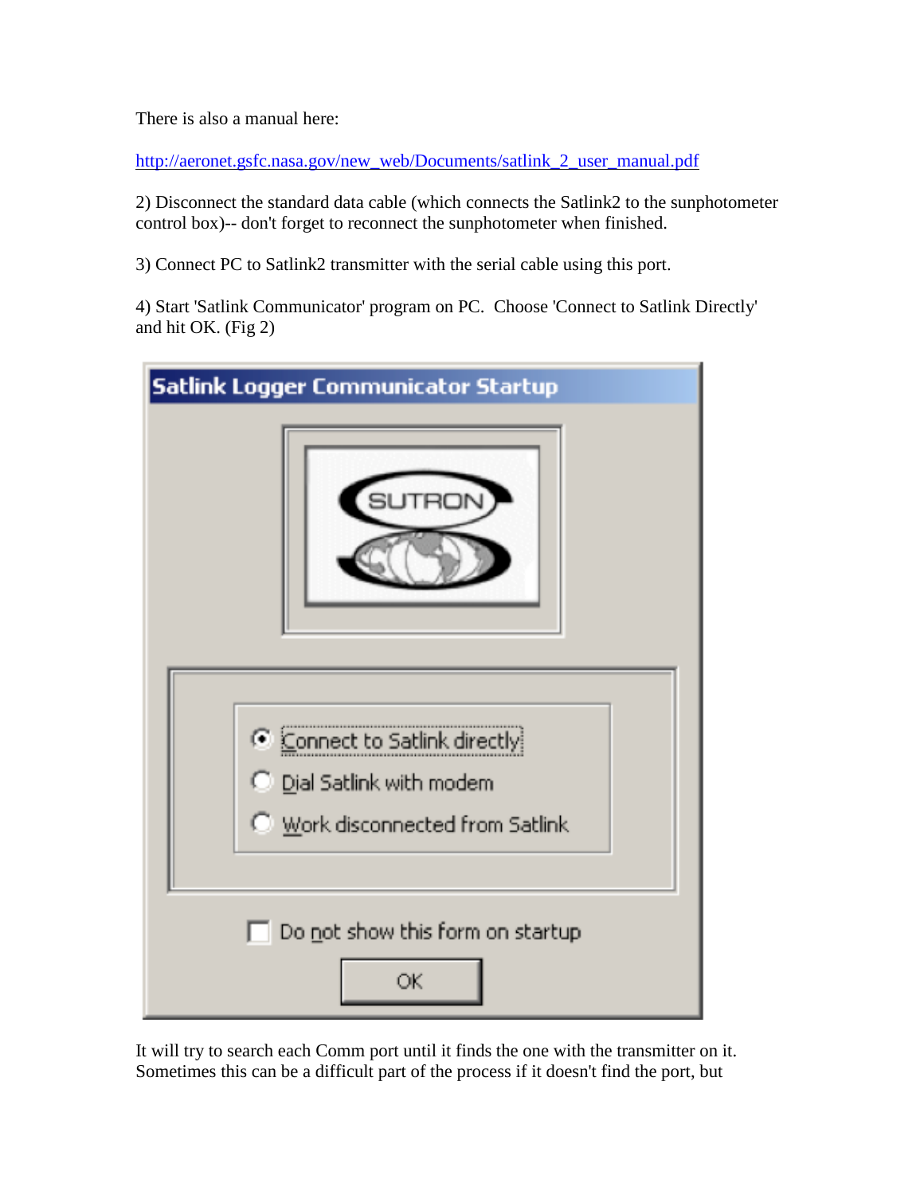There is also a manual here:

http://aeronet.gsfc.nasa.gov/new_web/Documents/satlink_2_user_manual.pdf

2) Disconnect the standard data cable (which connects the Satlink2 to the sunphotometer control box)-- don't forget to reconnect the sunphotometer when finished.

3) Connect PC to Satlink2 transmitter with the serial cable using this port.

4) Start 'Satlink Communicator' program on PC. Choose 'Connect to Satlink Directly' and hit OK. (Fig 2)

It will try to search each Comm port until it finds the one with the transmitter on it. Sometimes this can be a difficult part of the process if it doesn't find the port, but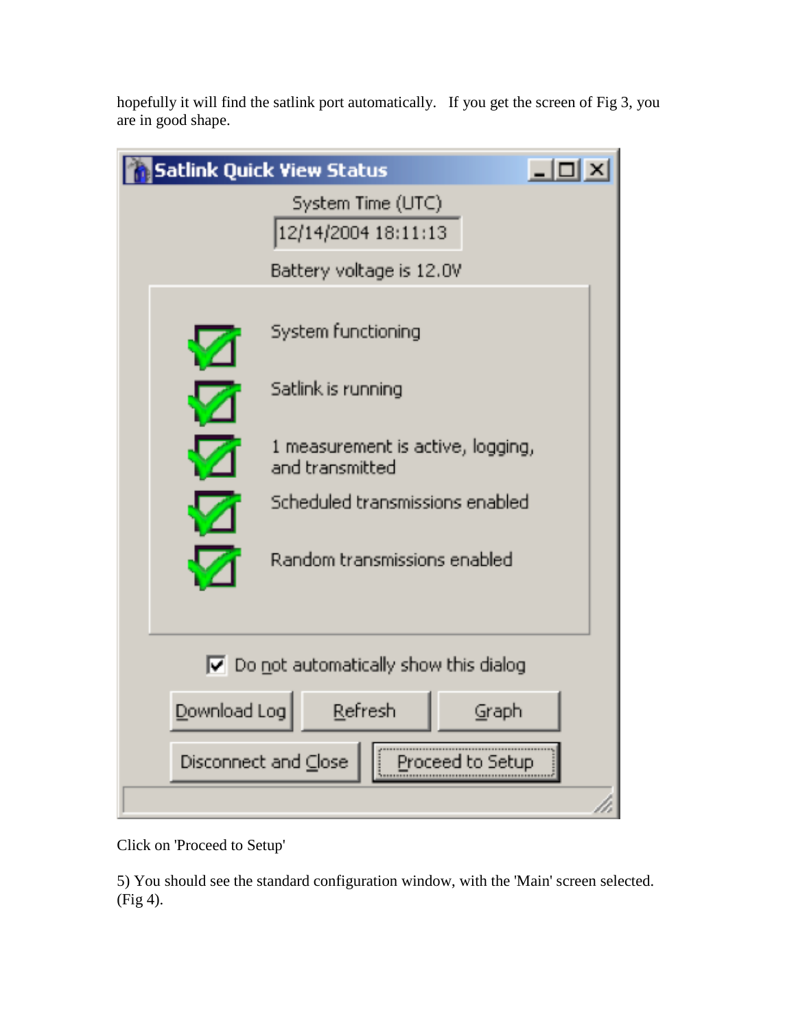hopefully it will find the satlink port automatically. If you get the screen of Fig 3, you are in good shape.

Click on 'Proceed to Setup'

5) You should see the standard configuration window, with the 'Main' screen selected. (Fig 4).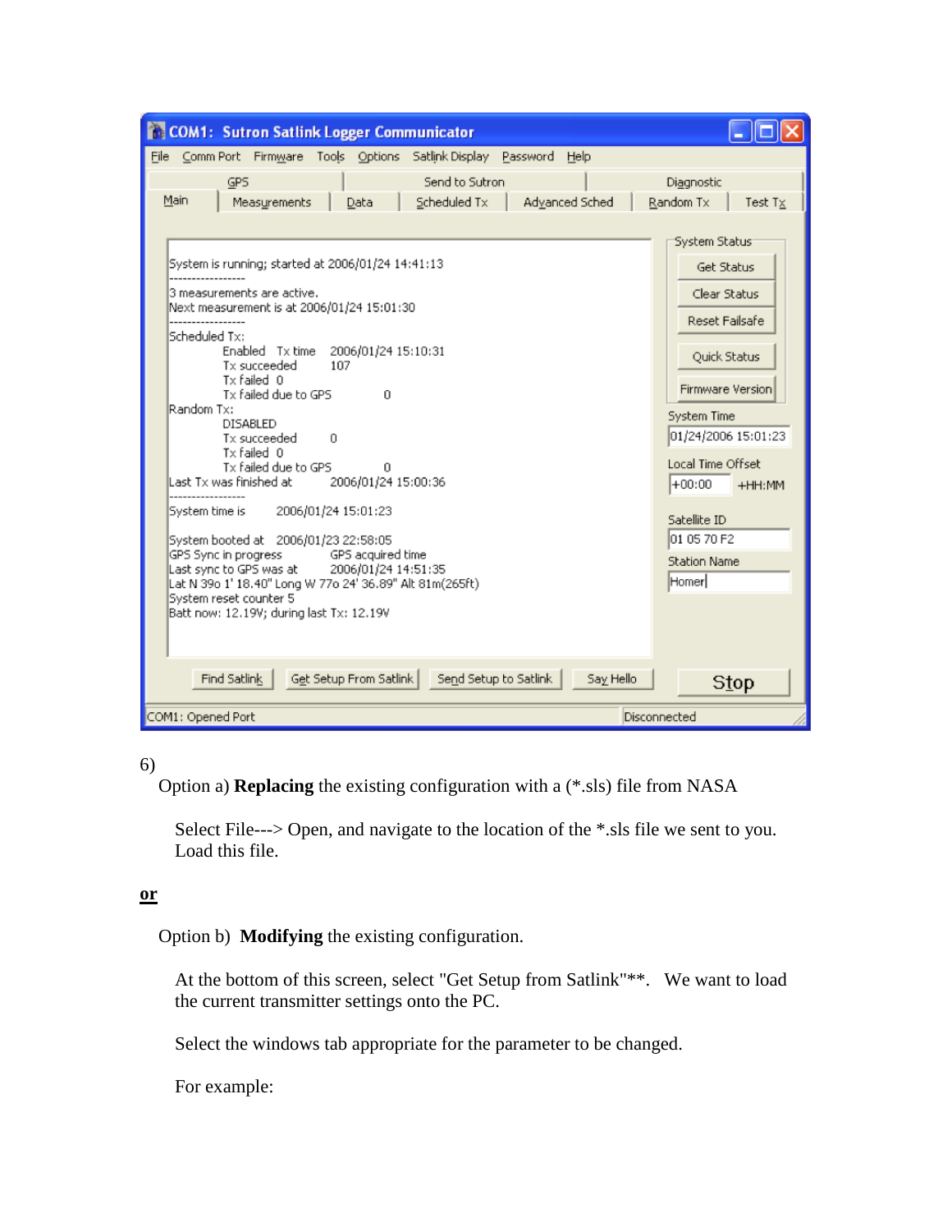COM1: Sutron Satlink Logger Communicator

File | Comm Port | Firmware | Tools | Options | Satlink Display | Password | Help

GPS | Send to Sutron | Diagnostic
Main | Measurements | Data | Scheduled Tx | Advanced Sched | Random Tx | Test Tx

```
System is running; started at 2006/01/24 14:41:13
-----------------
3 measurements are active.
Next measurement is at 2006/01/24 15:01:30
-----------------
Scheduled Tx:
        Enabled   Tx time    2006/01/24 15:10:31
        Tx succeeded        107
        Tx failed  0
        Tx failed due to GPS        0
Random Tx:
        DISABLED
        Tx succeeded        0
        Tx failed  0
        Tx failed due to GPS        0
Last Tx was finished at     2006/01/24 15:00:36
-----------------
System time is      2006/01/24 15:01:23

System booted at    2006/01/23 22:58:05
GPS Sync in progress        GPS acquired time
Last sync to GPS was at     2006/01/24 14:51:35
Lat N 39o 1' 18.40" Long W 77o 24' 36.89" Alt 81m(265ft)
System reset counter 5
Batt now: 12.19V; during last Tx: 12.19V
```

System Status: Get Status | Clear Status | Reset Failsafe | Quick Status | Firmware Version

System Time: 01/24/2006 15:01:23

Local Time Offset: +00:00 +HH:MM

Satellite ID: 01 05 70 F2

Station Name: Homer

Find Satlink | Get Setup From Satlink | Send Setup to Satlink | Say Hello | Stop

COM1: Opened Port | Disconnected

6)

Option a) **Replacing** the existing configuration with a (*.sls) file from NASA

Select File---> Open, and navigate to the location of the *.sls file we sent to you. Load this file.

**or**

Option b) **Modifying** the existing configuration.

At the bottom of this screen, select "Get Setup from Satlink"**. We want to load the current transmitter settings onto the PC.

Select the windows tab appropriate for the parameter to be changed.

For example: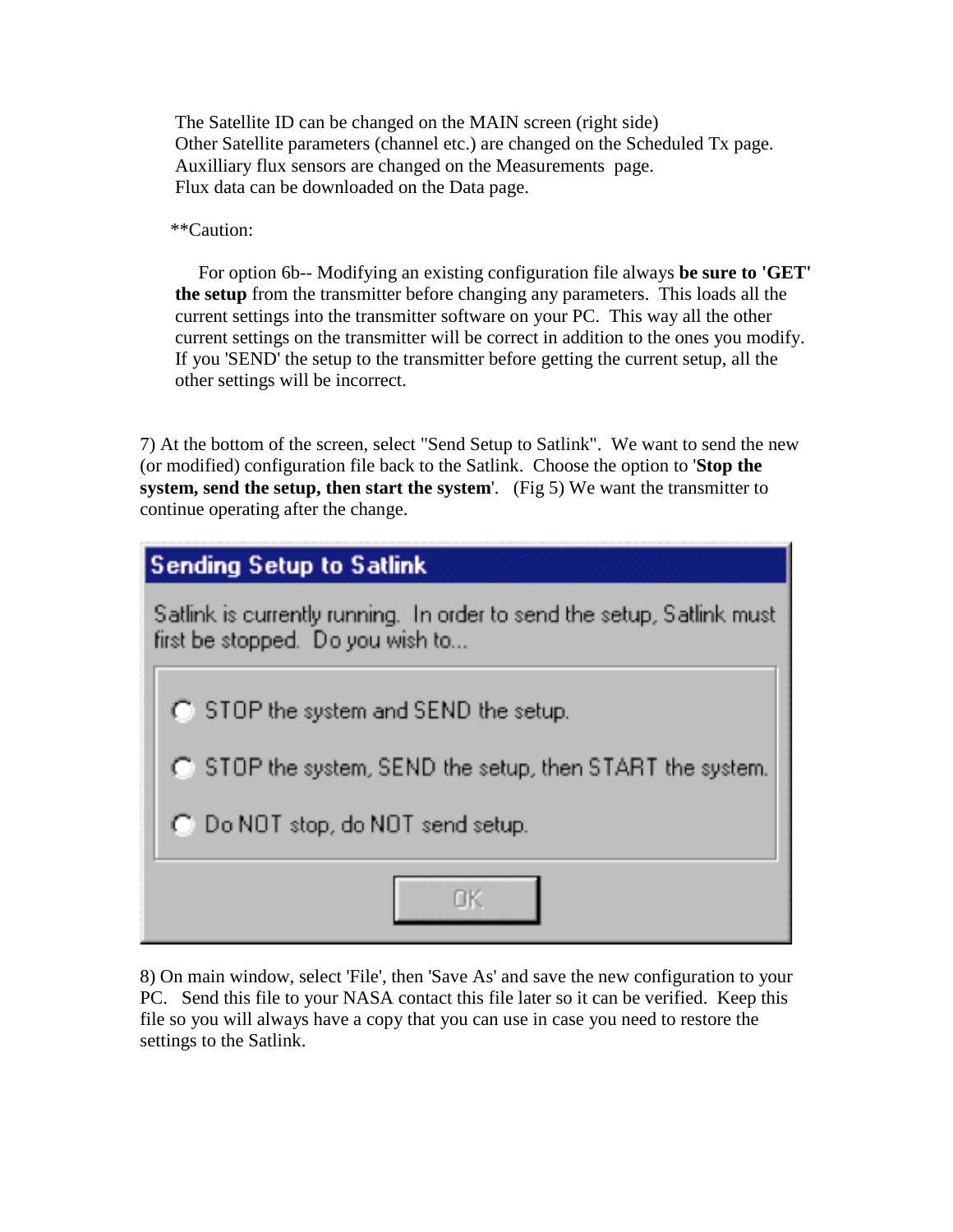The Satellite ID can be changed on the MAIN screen (right side)
Other Satellite parameters (channel etc.) are changed on the Scheduled Tx page.
Auxilliary flux sensors are changed on the Measurements page.
Flux data can be downloaded on the Data page.

**Caution:

For option 6b-- Modifying an existing configuration file always **be sure to 'GET' the setup** from the transmitter before changing any parameters. This loads all the current settings into the transmitter software on your PC. This way all the other current settings on the transmitter will be correct in addition to the ones you modify. If you 'SEND' the setup to the transmitter before getting the current setup, all the other settings will be incorrect.

7) At the bottom of the screen, select "Send Setup to Satlink". We want to send the new (or modified) configuration file back to the Satlink. Choose the option to '**Stop the system, send the setup, then start the system**'. (Fig 5) We want the transmitter to continue operating after the change.

**Sending Setup to Satlink**

Satlink is currently running. In order to send the setup, Satlink must first be stopped. Do you wish to...

- STOP the system and SEND the setup.
- STOP the system, SEND the setup, then START the system.
- Do NOT stop, do NOT send setup.

OK

8) On main window, select 'File', then 'Save As' and save the new configuration to your PC. Send this file to your NASA contact this file later so it can be verified. Keep this file so you will always have a copy that you can use in case you need to restore the settings to the Satlink.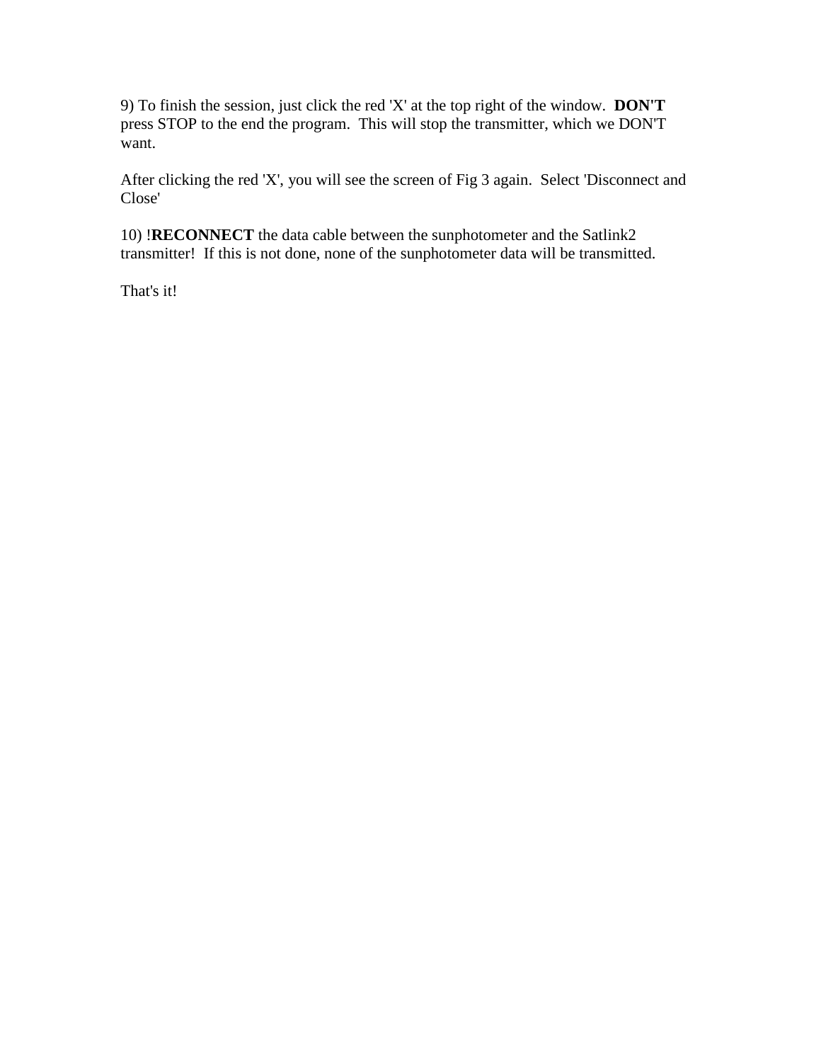9) To finish the session, just click the red 'X' at the top right of the window.  **DON'T** press STOP to the end the program.  This will stop the transmitter, which we DON'T want.

After clicking the red 'X', you will see the screen of Fig 3 again.  Select 'Disconnect and Close'

10) !**RECONNECT** the data cable between the sunphotometer and the Satlink2 transmitter!  If this is not done, none of the sunphotometer data will be transmitted.

That's it!